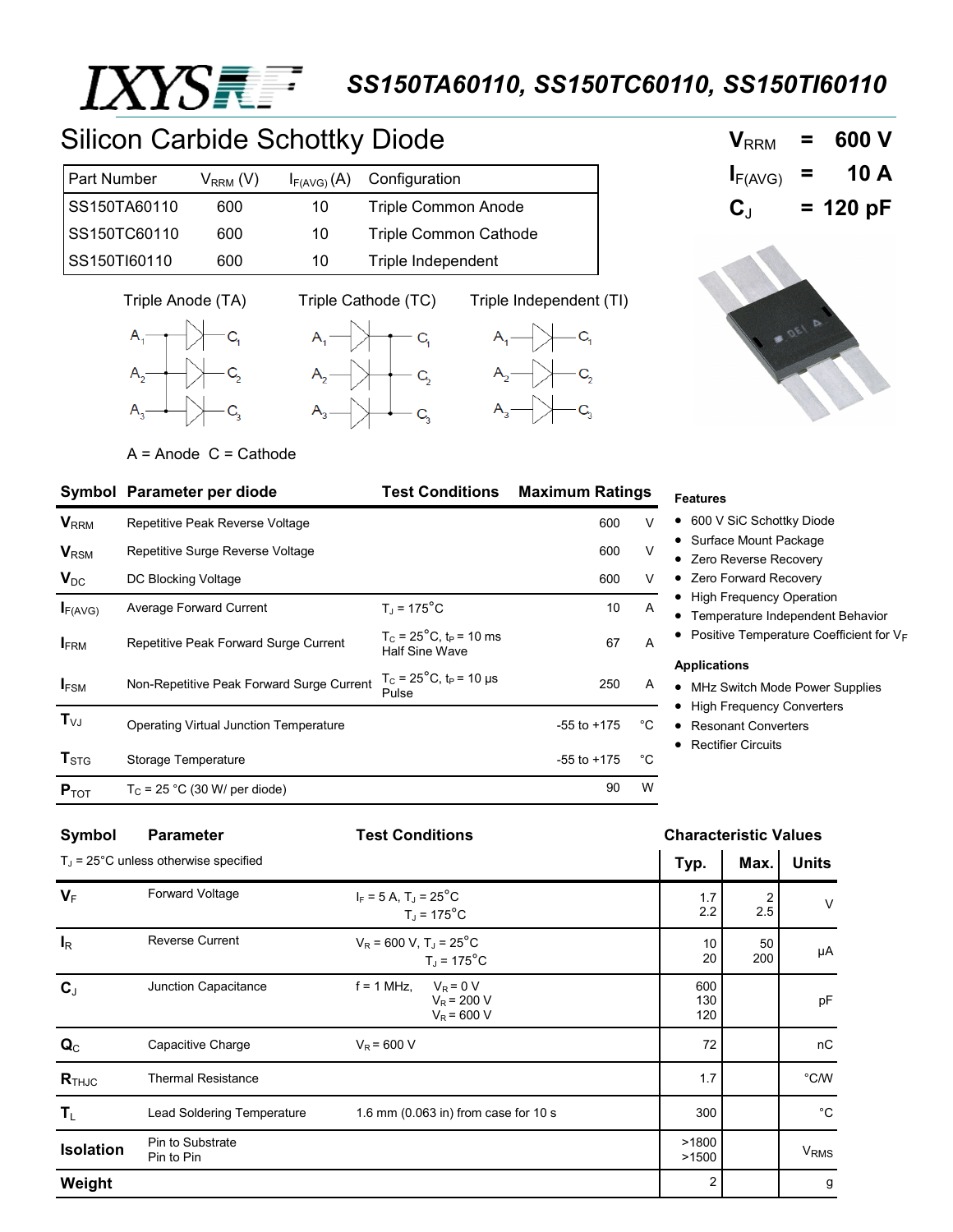# SS150TA60110, SS150TC60110, SS150TI60110

## Silicon Carbide Schottky Diode

| Part Number | $V_{RRM}$ (V) | $I_{F(AVG)}$ (A) | Configuration |
|---|---|---|---|
| SS150TA60110 | 600 | 10 | Triple Common Anode |
| SS150TC60110 | 600 | 10 | Triple Common Cathode |
| SS150TI60110 | 600 | 10 | Triple Independent |

$V_{RRM}$ = 600 V
$I_{F(AVG)}$ = 10 A
$C_J$ = 120 pF

Triple Anode (TA) | Triple Cathode (TC) | Triple Independent (TI)

A = Anode C = Cathode

| Symbol | Parameter per diode | Test Conditions | Maximum Ratings | |
|---|---|---|---|---|
| $V_{RRM}$ | Repetitive Peak Reverse Voltage | | 600 | V |
| $V_{RSM}$ | Repetitive Surge Reverse Voltage | | 600 | V |
| $V_{DC}$ | DC Blocking Voltage | | 600 | V |
| $I_{F(AVG)}$ | Average Forward Current | $T_J$ = 175°C | 10 | A |
| $I_{FRM}$ | Repetitive Peak Forward Surge Current | $T_C$ = 25°C, $t_P$ = 10 ms Half Sine Wave | 67 | A |
| $I_{FSM}$ | Non-Repetitive Peak Forward Surge Current | $T_C$ = 25°C, $t_P$ = 10 µs Pulse | 250 | A |
| $T_{VJ}$ | Operating Virtual Junction Temperature | | -55 to +175 | °C |
| $T_{STG}$ | Storage Temperature | | -55 to +175 | °C |
| $P_{TOT}$ | $T_C$ = 25 °C (30 W/ per diode) | | 90 | W |

**Features**

- 600 V SiC Schottky Diode
- Surface Mount Package
- Zero Reverse Recovery
- Zero Forward Recovery
- High Frequency Operation
- Temperature Independent Behavior
- Positive Temperature Coefficient for $V_F$

**Applications**

- MHz Switch Mode Power Supplies
- High Frequency Converters
- Resonant Converters
- Rectifier Circuits

| Symbol | Parameter | Test Conditions | Typ. | Max. | Units |
|---|---|---|---|---|---|
| $T_J$ = 25°C unless otherwise specified | | | | | |
| $V_F$ | Forward Voltage | $I_F$ = 5 A, $T_J$ = 25°C<br>$T_J$ = 175°C | 1.7<br>2.2 | 2<br>2.5 | V |
| $I_R$ | Reverse Current | $V_R$ = 600 V, $T_J$ = 25°C<br>$T_J$ = 175°C | 10<br>20 | 50<br>200 | µA |
| $C_J$ | Junction Capacitance | f = 1 MHz, $V_R$ = 0 V<br>$V_R$ = 200 V<br>$V_R$ = 600 V | 600<br>130<br>120 | | pF |
| $Q_C$ | Capacitive Charge | $V_R$ = 600 V | 72 | | nC |
| $R_{THJC}$ | Thermal Resistance | | 1.7 | | °C/W |
| $T_L$ | Lead Soldering Temperature | 1.6 mm (0.063 in) from case for 10 s | 300 | | °C |
| Isolation | Pin to Substrate<br>Pin to Pin | | >1800<br>>1500 | | $V_{RMS}$ |
| Weight | | | 2 | | g |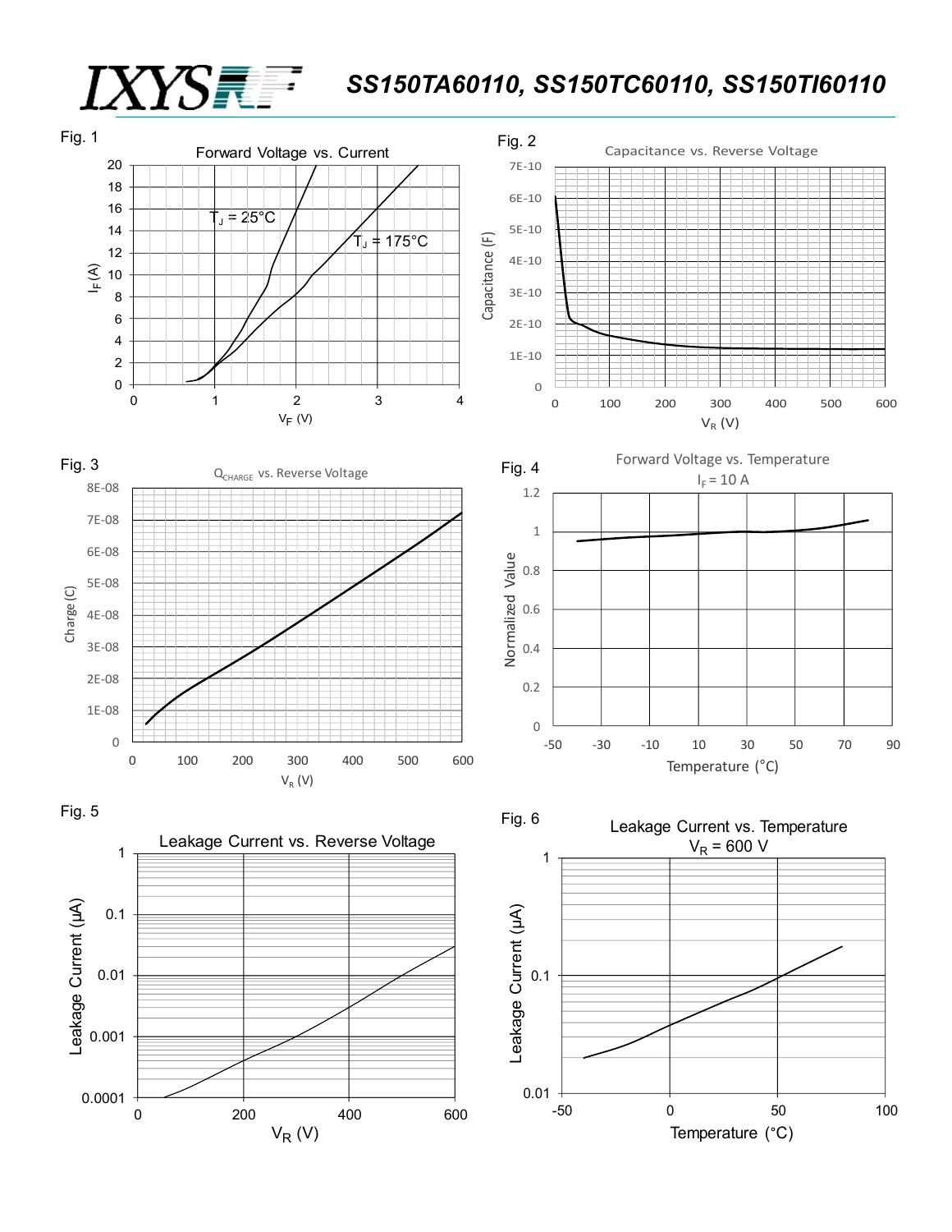Fig. 1

Forward Voltage vs. Current

$T_J$ = 25°C

$T_J$ = 175°C

$I_F$ (A)

$V_F$ (V)

Fig. 2

Capacitance vs. Reverse Voltage

Capacitance (F)

$V_R$ (V)

Fig. 3

$Q_{CHARGE}$ vs. Reverse Voltage

Charge (C)

$V_R$ (V)

Fig. 4

Forward Voltage vs. Temperature

$I_F$ = 10 A

Normalized Value

Temperature (°C)

Fig. 5

Leakage Current vs. Reverse Voltage

Leakage Current (µA)

$V_R$ (V)

Fig. 6

Leakage Current vs. Temperature

$V_R$ = 600 V

Leakage Current (µA)

Temperature (°C)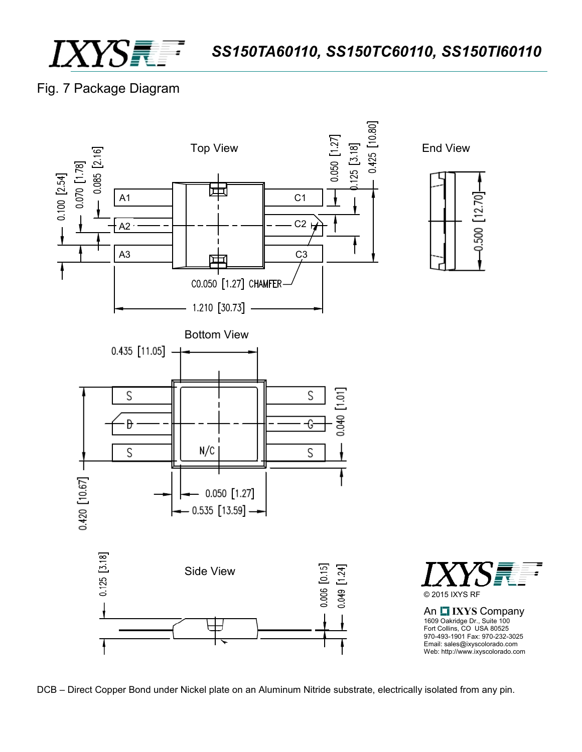## Fig. 7 Package Diagram

Top View

0.100 [2.54]
0.070 [1.78]
0.085 [2.16]
0.050 [1.27]
0.125 [3.18]
0.425 [10.80]

A1
A2
A3
C1
C2
C3

C0.050 [1.27] CHAMFER

1.210 [30.73]

End View

0.500 [12.70]

Bottom View

0.435 [11.05]

S
D
S
S
G
S
N/C

0.040 [1.01]
0.420 [10.67]
0.050 [1.27]
0.535 [13.59]

Side View

0.125 [3.18]
0.006 [0.15]
0.049 [1.24]

© 2015 IXYS RF

An IXYS Company
1609 Oakridge Dr., Suite 100
Fort Collins, CO USA 80525
970-493-1901 Fax: 970-232-3025
Email: sales@ixyscolorado.com
Web: http://www.ixyscolorado.com

DCB – Direct Copper Bond under Nickel plate on an Aluminum Nitride substrate, electrically isolated from any pin.